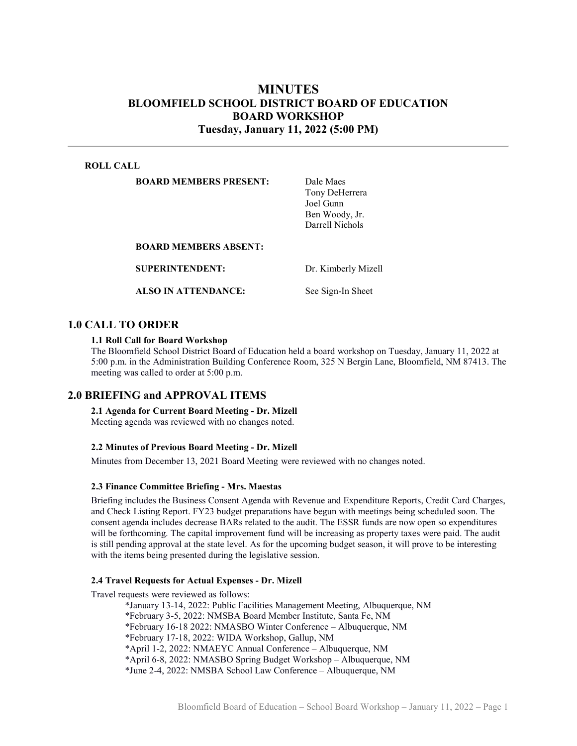# MINUTES
# BLOOMFIELD SCHOOL DISTRICT BOARD OF EDUCATION
# BOARD WORKSHOP
# Tuesday, January 11, 2022 (5:00 PM)

---

**ROLL CALL**

| | |
|---|---|
| **BOARD MEMBERS PRESENT:** | Dale Maes<br>Tony DeHerrera<br>Joel Gunn<br>Ben Woody, Jr.<br>Darrell Nichols |
| **BOARD MEMBERS ABSENT:** | |
| **SUPERINTENDENT:** | Dr. Kimberly Mizell |
| **ALSO IN ATTENDANCE:** | See Sign-In Sheet |

## 1.0 CALL TO ORDER

### 1.1 Roll Call for Board Workshop

The Bloomfield School District Board of Education held a board workshop on Tuesday, January 11, 2022 at 5:00 p.m. in the Administration Building Conference Room, 325 N Bergin Lane, Bloomfield, NM 87413. The meeting was called to order at 5:00 p.m.

## 2.0 BRIEFING and APPROVAL ITEMS

### 2.1 Agenda for Current Board Meeting - Dr. Mizell

Meeting agenda was reviewed with no changes noted.

### 2.2 Minutes of Previous Board Meeting - Dr. Mizell

Minutes from December 13, 2021 Board Meeting were reviewed with no changes noted.

### 2.3 Finance Committee Briefing - Mrs. Maestas

Briefing includes the Business Consent Agenda with Revenue and Expenditure Reports, Credit Card Charges, and Check Listing Report. FY23 budget preparations have begun with meetings being scheduled soon. The consent agenda includes decrease BARs related to the audit. The ESSR funds are now open so expenditures will be forthcoming. The capital improvement fund will be increasing as property taxes were paid. The audit is still pending approval at the state level. As for the upcoming budget season, it will prove to be interesting with the items being presented during the legislative session.

### 2.4 Travel Requests for Actual Expenses - Dr. Mizell

Travel requests were reviewed as follows:

*January 13-14, 2022: Public Facilities Management Meeting, Albuquerque, NM
*February 3-5, 2022: NMSBA Board Member Institute, Santa Fe, NM
*February 16-18 2022: NMASBO Winter Conference – Albuquerque, NM
*February 17-18, 2022: WIDA Workshop, Gallup, NM
*April 1-2, 2022: NMAEYC Annual Conference – Albuquerque, NM
*April 6-8, 2022: NMASBO Spring Budget Workshop – Albuquerque, NM
*June 2-4, 2022: NMSBA School Law Conference – Albuquerque, NM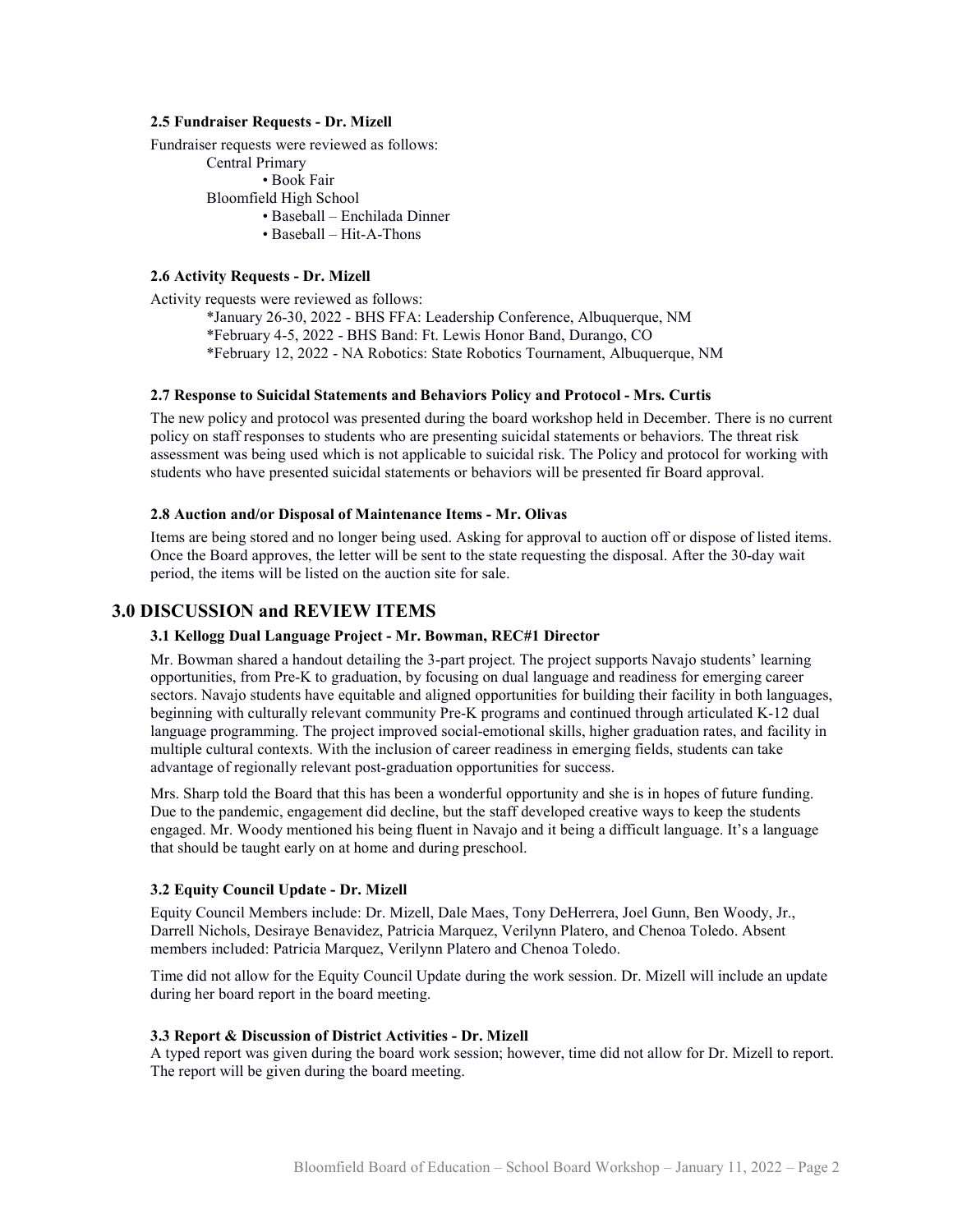#### 2.5 Fundraiser Requests - Dr. Mizell

Fundraiser requests were reviewed as follows:

Central Primary
- Book Fair

Bloomfield High School
- Baseball – Enchilada Dinner
- Baseball – Hit-A-Thons

#### 2.6 Activity Requests - Dr. Mizell

Activity requests were reviewed as follows:

*January 26-30, 2022 - BHS FFA: Leadership Conference, Albuquerque, NM
*February 4-5, 2022 - BHS Band: Ft. Lewis Honor Band, Durango, CO
*February 12, 2022 - NA Robotics: State Robotics Tournament, Albuquerque, NM

#### 2.7 Response to Suicidal Statements and Behaviors Policy and Protocol - Mrs. Curtis

The new policy and protocol was presented during the board workshop held in December. There is no current policy on staff responses to students who are presenting suicidal statements or behaviors. The threat risk assessment was being used which is not applicable to suicidal risk. The Policy and protocol for working with students who have presented suicidal statements or behaviors will be presented fir Board approval.

#### 2.8 Auction and/or Disposal of Maintenance Items - Mr. Olivas

Items are being stored and no longer being used. Asking for approval to auction off or dispose of listed items. Once the Board approves, the letter will be sent to the state requesting the disposal. After the 30-day wait period, the items will be listed on the auction site for sale.

## 3.0 DISCUSSION and REVIEW ITEMS

#### 3.1 Kellogg Dual Language Project - Mr. Bowman, REC#1 Director

Mr. Bowman shared a handout detailing the 3-part project. The project supports Navajo students' learning opportunities, from Pre-K to graduation, by focusing on dual language and readiness for emerging career sectors. Navajo students have equitable and aligned opportunities for building their facility in both languages, beginning with culturally relevant community Pre-K programs and continued through articulated K-12 dual language programming. The project improved social-emotional skills, higher graduation rates, and facility in multiple cultural contexts. With the inclusion of career readiness in emerging fields, students can take advantage of regionally relevant post-graduation opportunities for success.

Mrs. Sharp told the Board that this has been a wonderful opportunity and she is in hopes of future funding. Due to the pandemic, engagement did decline, but the staff developed creative ways to keep the students engaged. Mr. Woody mentioned his being fluent in Navajo and it being a difficult language. It's a language that should be taught early on at home and during preschool.

#### 3.2 Equity Council Update - Dr. Mizell

Equity Council Members include: Dr. Mizell, Dale Maes, Tony DeHerrera, Joel Gunn, Ben Woody, Jr., Darrell Nichols, Desiraye Benavidez, Patricia Marquez, Verilynn Platero, and Chenoa Toledo. Absent members included: Patricia Marquez, Verilynn Platero and Chenoa Toledo.

Time did not allow for the Equity Council Update during the work session. Dr. Mizell will include an update during her board report in the board meeting.

#### 3.3 Report & Discussion of District Activities - Dr. Mizell

A typed report was given during the board work session; however, time did not allow for Dr. Mizell to report. The report will be given during the board meeting.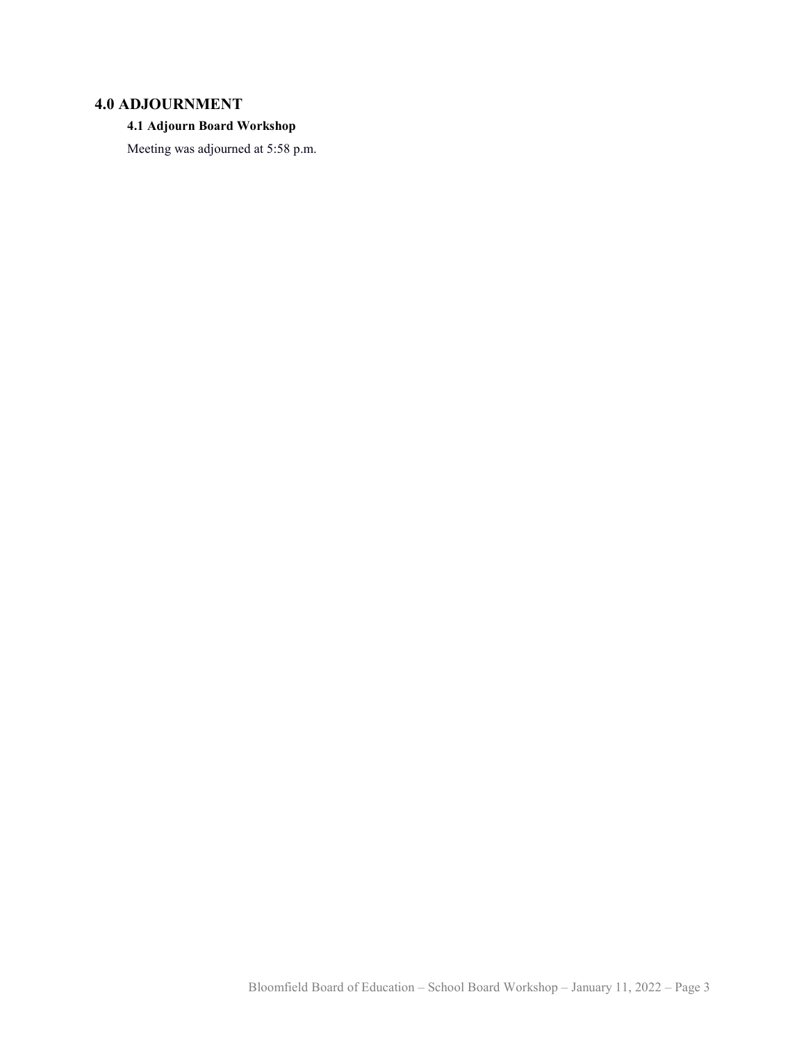## 4.0 ADJOURNMENT

### 4.1 Adjourn Board Workshop

Meeting was adjourned at 5:58 p.m.